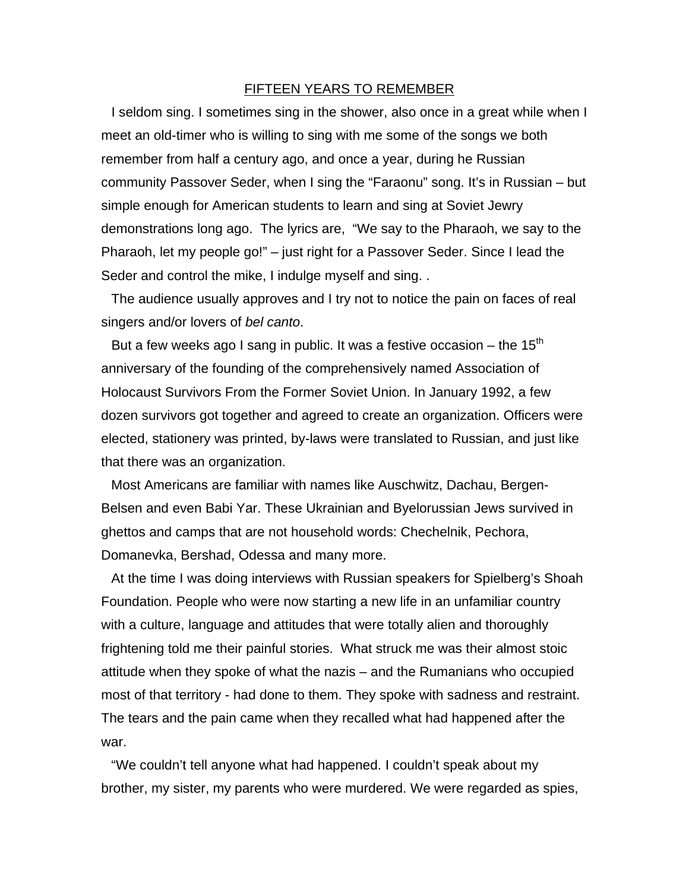# FIFTEEN YEARS TO REMEMBER

I seldom sing. I sometimes sing in the shower, also once in a great while when I meet an old-timer who is willing to sing with me some of the songs we both remember from half a century ago, and once a year, during he Russian community Passover Seder, when I sing the "Faraonu" song. It's in Russian – but simple enough for American students to learn and sing at Soviet Jewry demonstrations long ago. The lyrics are, "We say to the Pharaoh, we say to the Pharaoh, let my people go!" – just right for a Passover Seder. Since I lead the Seder and control the mike, I indulge myself and sing. .

The audience usually approves and I try not to notice the pain on faces of real singers and/or lovers of *bel canto*.

But a few weeks ago I sang in public. It was a festive occasion – the 15th anniversary of the founding of the comprehensively named Association of Holocaust Survivors From the Former Soviet Union. In January 1992, a few dozen survivors got together and agreed to create an organization. Officers were elected, stationery was printed, by-laws were translated to Russian, and just like that there was an organization.

Most Americans are familiar with names like Auschwitz, Dachau, Bergen-Belsen and even Babi Yar. These Ukrainian and Byelorussian Jews survived in ghettos and camps that are not household words: Chechelnik, Pechora, Domanevka, Bershad, Odessa and many more.

At the time I was doing interviews with Russian speakers for Spielberg's Shoah Foundation. People who were now starting a new life in an unfamiliar country with a culture, language and attitudes that were totally alien and thoroughly frightening told me their painful stories. What struck me was their almost stoic attitude when they spoke of what the nazis – and the Rumanians who occupied most of that territory - had done to them. They spoke with sadness and restraint. The tears and the pain came when they recalled what had happened after the war.

"We couldn't tell anyone what had happened. I couldn't speak about my brother, my sister, my parents who were murdered. We were regarded as spies,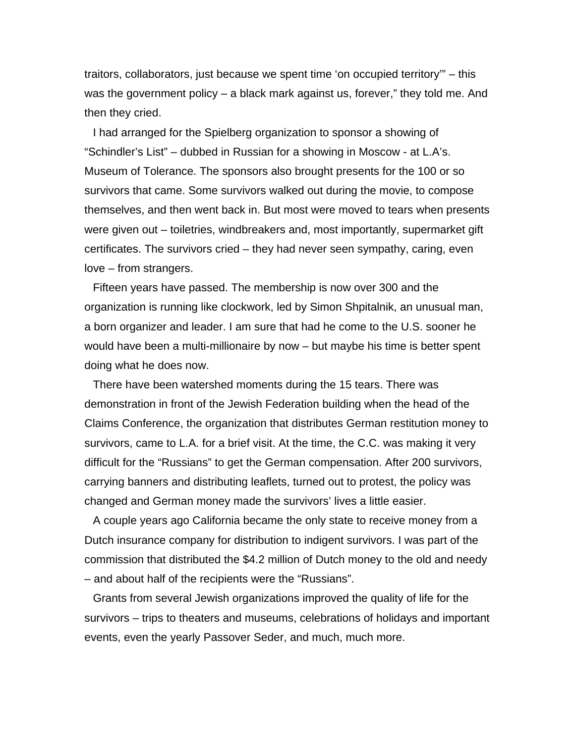traitors, collaborators, just because we spent time ‘on occupied territory’” – this was the government policy – a black mark against us, forever,” they told me. And then they cried.

I had arranged for the Spielberg organization to sponsor a showing of “Schindler’s List” – dubbed in Russian for a showing in Moscow - at L.A’s. Museum of Tolerance. The sponsors also brought presents for the 100 or so survivors that came. Some survivors walked out during the movie, to compose themselves, and then went back in. But most were moved to tears when presents were given out – toiletries, windbreakers and, most importantly, supermarket gift certificates. The survivors cried – they had never seen sympathy, caring, even love – from strangers.

Fifteen years have passed. The membership is now over 300 and the organization is running like clockwork, led by Simon Shpitalnik, an unusual man, a born organizer and leader. I am sure that had he come to the U.S. sooner he would have been a multi-millionaire by now – but maybe his time is better spent doing what he does now.

There have been watershed moments during the 15 tears. There was demonstration in front of the Jewish Federation building when the head of the Claims Conference, the organization that distributes German restitution money to survivors, came to L.A. for a brief visit. At the time, the C.C. was making it very difficult for the “Russians” to get the German compensation. After 200 survivors, carrying banners and distributing leaflets, turned out to protest, the policy was changed and German money made the survivors’ lives a little easier.

A couple years ago California became the only state to receive money from a Dutch insurance company for distribution to indigent survivors. I was part of the commission that distributed the $4.2 million of Dutch money to the old and needy – and about half of the recipients were the “Russians”.

Grants from several Jewish organizations improved the quality of life for the survivors – trips to theaters and museums, celebrations of holidays and important events, even the yearly Passover Seder, and much, much more.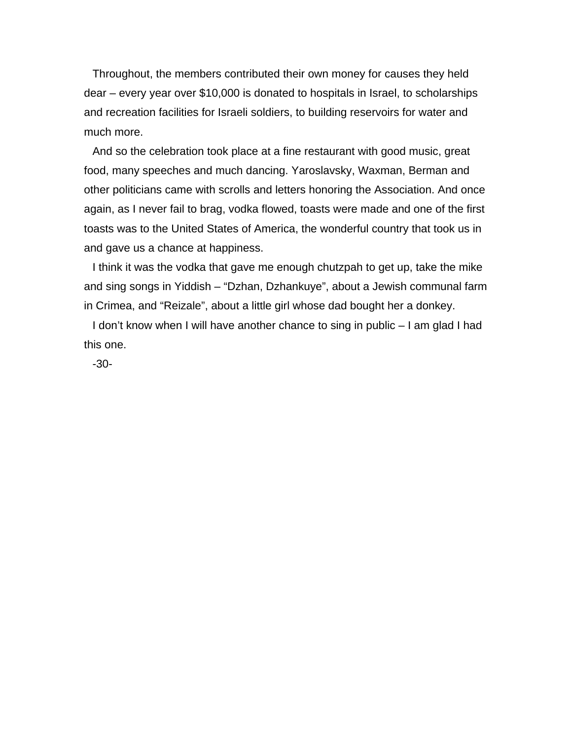Throughout, the members contributed their own money for causes they held dear – every year over $10,000 is donated to hospitals in Israel, to scholarships and recreation facilities for Israeli soldiers, to building reservoirs for water and much more.

And so the celebration took place at a fine restaurant with good music, great food, many speeches and much dancing. Yaroslavsky, Waxman, Berman and other politicians came with scrolls and letters honoring the Association. And once again, as I never fail to brag, vodka flowed, toasts were made and one of the first toasts was to the United States of America, the wonderful country that took us in and gave us a chance at happiness.

I think it was the vodka that gave me enough chutzpah to get up, take the mike and sing songs in Yiddish – “Dzhan, Dzhankuye”, about a Jewish communal farm in Crimea, and “Reizale”, about a little girl whose dad bought her a donkey.

I don’t know when I will have another chance to sing in public – I am glad I had this one.

-30-